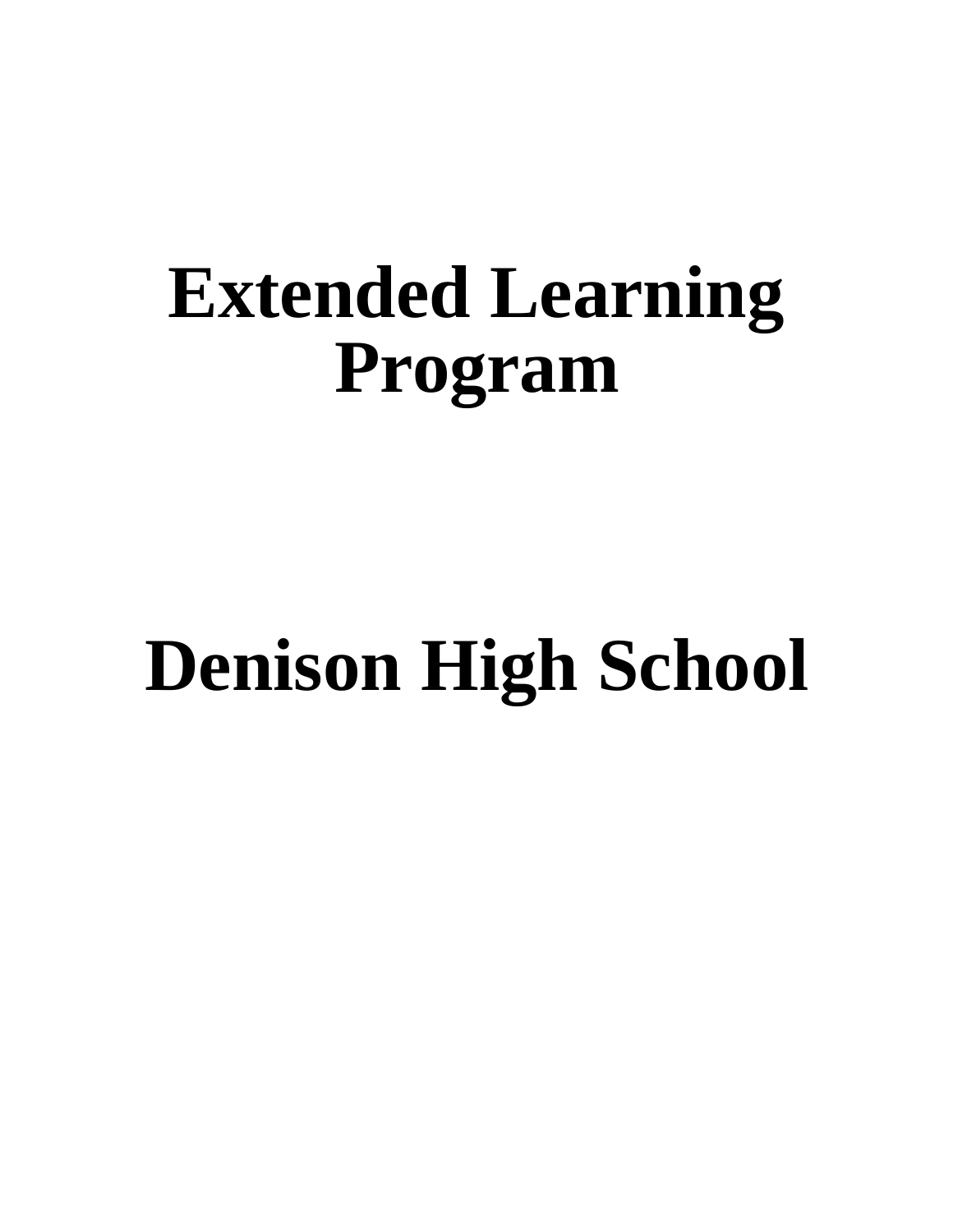# Extended Learning Program

# Denison High School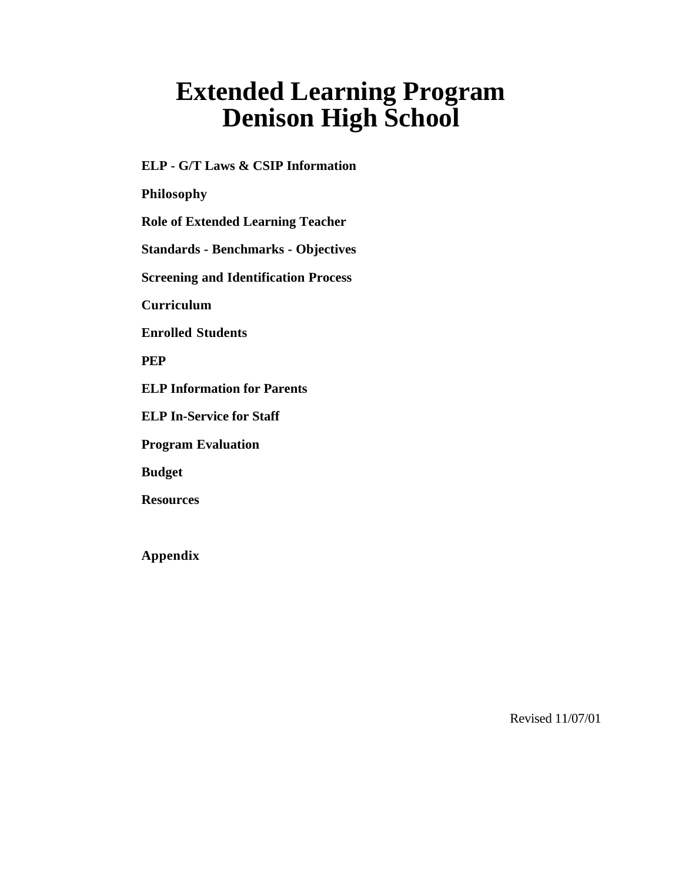# Extended Learning Program
# Denison High School

**ELP - G/T Laws & CSIP Information**

**Philosophy**

**Role of Extended Learning Teacher**

**Standards - Benchmarks - Objectives**

**Screening and Identification Process**

**Curriculum**

**Enrolled Students**

**PEP**

**ELP Information for Parents**

**ELP In-Service for Staff**

**Program Evaluation**

**Budget**

**Resources**

**Appendix**

Revised 11/07/01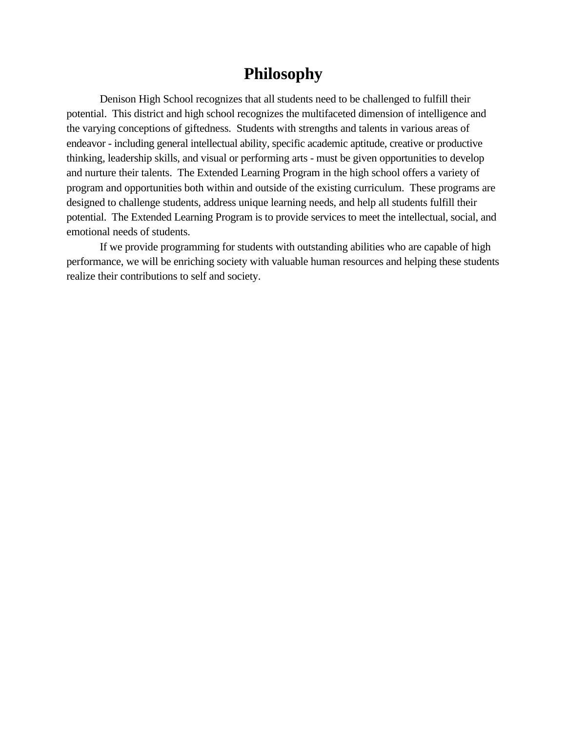# Philosophy

Denison High School recognizes that all students need to be challenged to fulfill their potential. This district and high school recognizes the multifaceted dimension of intelligence and the varying conceptions of giftedness. Students with strengths and talents in various areas of endeavor - including general intellectual ability, specific academic aptitude, creative or productive thinking, leadership skills, and visual or performing arts - must be given opportunities to develop and nurture their talents. The Extended Learning Program in the high school offers a variety of program and opportunities both within and outside of the existing curriculum. These programs are designed to challenge students, address unique learning needs, and help all students fulfill their potential. The Extended Learning Program is to provide services to meet the intellectual, social, and emotional needs of students.

If we provide programming for students with outstanding abilities who are capable of high performance, we will be enriching society with valuable human resources and helping these students realize their contributions to self and society.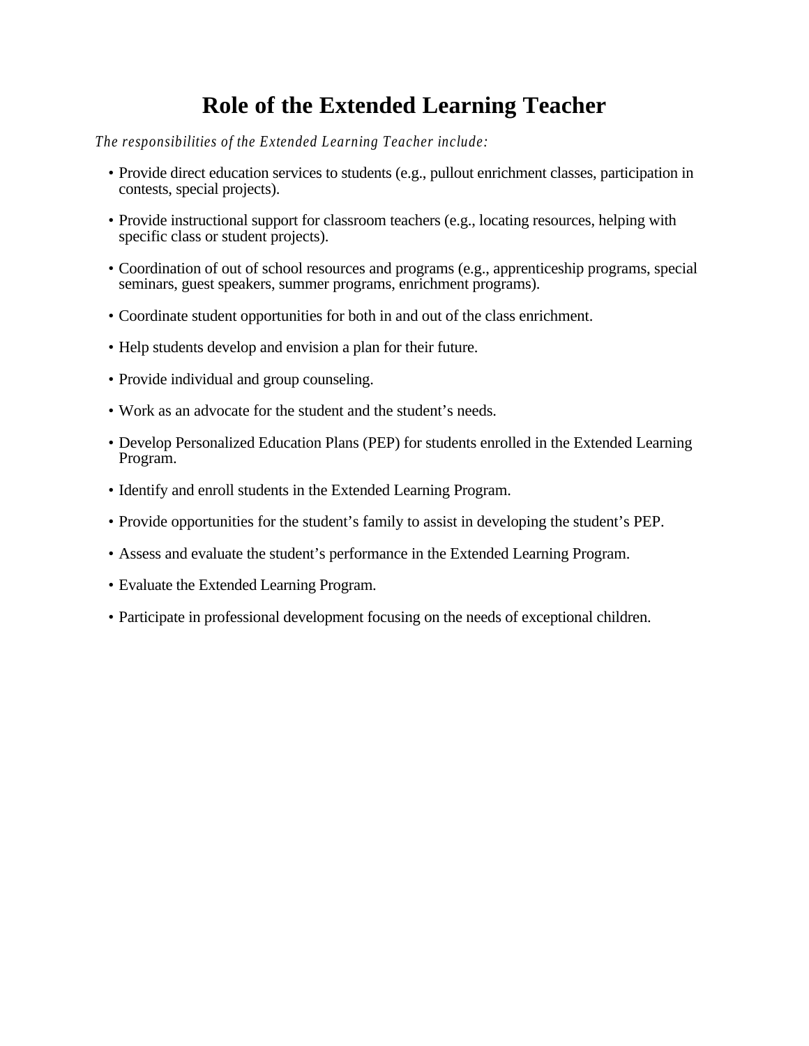# Role of the Extended Learning Teacher

*The responsibilities of the Extended Learning Teacher include:*

- Provide direct education services to students (e.g., pullout enrichment classes, participation in contests, special projects).
- Provide instructional support for classroom teachers (e.g., locating resources, helping with specific class or student projects).
- Coordination of out of school resources and programs (e.g., apprenticeship programs, special seminars, guest speakers, summer programs, enrichment programs).
- Coordinate student opportunities for both in and out of the class enrichment.
- Help students develop and envision a plan for their future.
- Provide individual and group counseling.
- Work as an advocate for the student and the student's needs.
- Develop Personalized Education Plans (PEP) for students enrolled in the Extended Learning Program.
- Identify and enroll students in the Extended Learning Program.
- Provide opportunities for the student's family to assist in developing the student's PEP.
- Assess and evaluate the student's performance in the Extended Learning Program.
- Evaluate the Extended Learning Program.
- Participate in professional development focusing on the needs of exceptional children.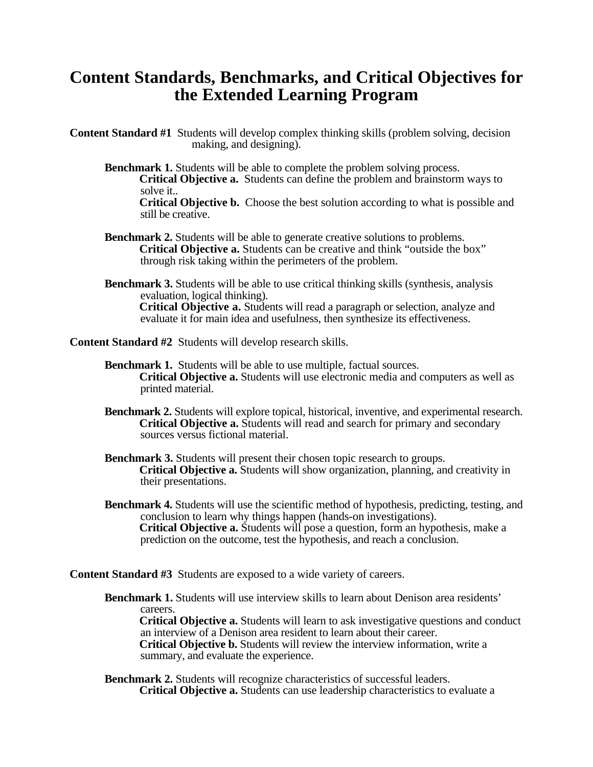# Content Standards, Benchmarks, and Critical Objectives for the Extended Learning Program

**Content Standard #1** Students will develop complex thinking skills (problem solving, decision making, and designing).

**Benchmark 1.** Students will be able to complete the problem solving process.
**Critical Objective a.** Students can define the problem and brainstorm ways to solve it..
**Critical Objective b.** Choose the best solution according to what is possible and still be creative.

**Benchmark 2.** Students will be able to generate creative solutions to problems.
**Critical Objective a.** Students can be creative and think "outside the box" through risk taking within the perimeters of the problem.

**Benchmark 3.** Students will be able to use critical thinking skills (synthesis, analysis evaluation, logical thinking).
**Critical Objective a.** Students will read a paragraph or selection, analyze and evaluate it for main idea and usefulness, then synthesize its effectiveness.

**Content Standard #2** Students will develop research skills.

**Benchmark 1.** Students will be able to use multiple, factual sources.
**Critical Objective a.** Students will use electronic media and computers as well as printed material.

**Benchmark 2.** Students will explore topical, historical, inventive, and experimental research.
**Critical Objective a.** Students will read and search for primary and secondary sources versus fictional material.

**Benchmark 3.** Students will present their chosen topic research to groups.
**Critical Objective a.** Students will show organization, planning, and creativity in their presentations.

**Benchmark 4.** Students will use the scientific method of hypothesis, predicting, testing, and conclusion to learn why things happen (hands-on investigations).
**Critical Objective a.** Students will pose a question, form an hypothesis, make a prediction on the outcome, test the hypothesis, and reach a conclusion.

**Content Standard #3** Students are exposed to a wide variety of careers.

**Benchmark 1.** Students will use interview skills to learn about Denison area residents' careers.
**Critical Objective a.** Students will learn to ask investigative questions and conduct an interview of a Denison area resident to learn about their career.
**Critical Objective b.** Students will review the interview information, write a summary, and evaluate the experience.

**Benchmark 2.** Students will recognize characteristics of successful leaders.
**Critical Objective a.** Students can use leadership characteristics to evaluate a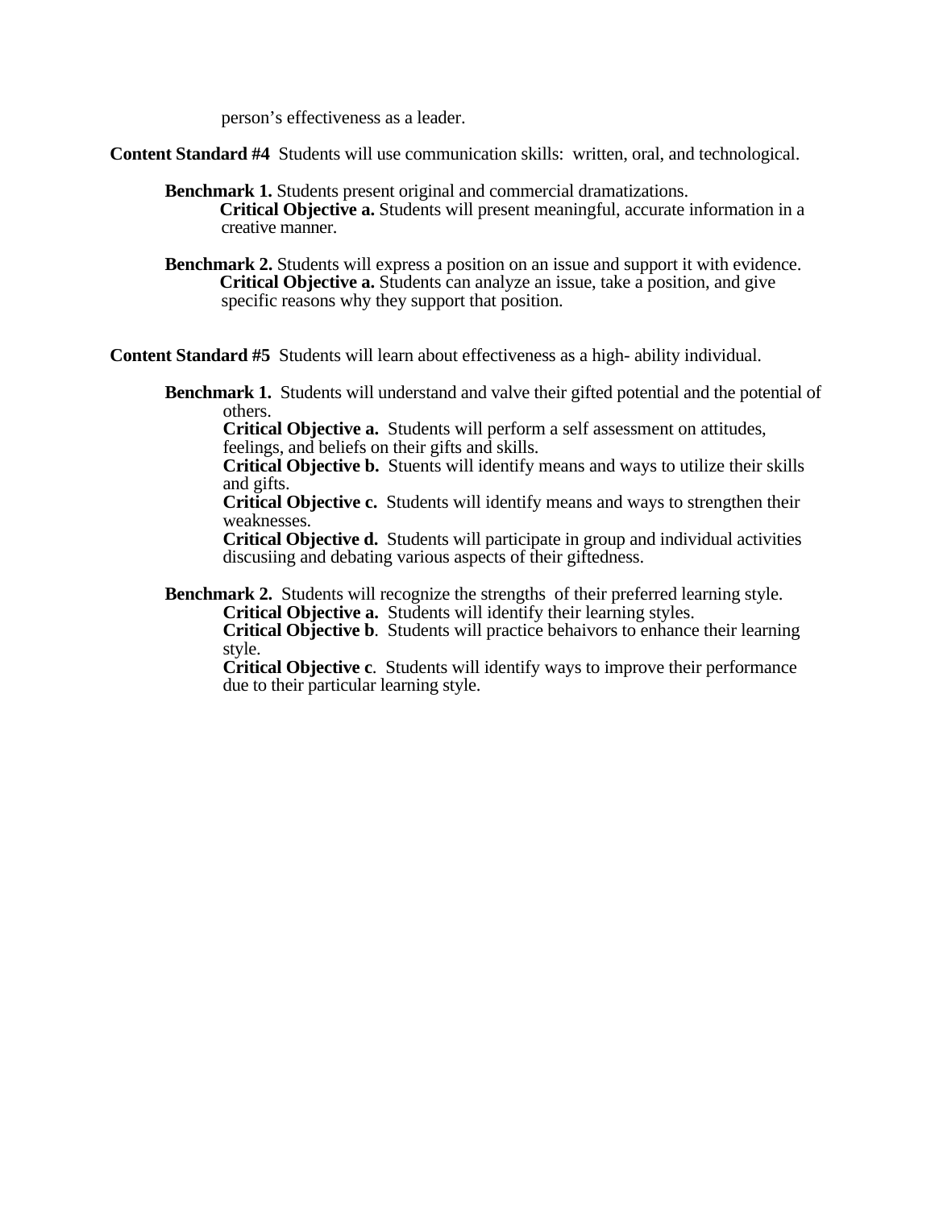person's effectiveness as a leader.

**Content Standard #4** Students will use communication skills: written, oral, and technological.

**Benchmark 1.** Students present original and commercial dramatizations.

**Critical Objective a.** Students will present meaningful, accurate information in a creative manner.

**Benchmark 2.** Students will express a position on an issue and support it with evidence.

**Critical Objective a.** Students can analyze an issue, take a position, and give specific reasons why they support that position.

**Content Standard #5** Students will learn about effectiveness as a high- ability individual.

**Benchmark 1.** Students will understand and valve their gifted potential and the potential of others.

**Critical Objective a.** Students will perform a self assessment on attitudes, feelings, and beliefs on their gifts and skills.

**Critical Objective b.** Stuents will identify means and ways to utilize their skills and gifts.

**Critical Objective c.** Students will identify means and ways to strengthen their weaknesses.

**Critical Objective d.** Students will participate in group and individual activities discusiing and debating various aspects of their giftedness.

**Benchmark 2.** Students will recognize the strengths of their preferred learning style.

**Critical Objective a.** Students will identify their learning styles.

**Critical Objective b**. Students will practice behaivors to enhance their learning style.

**Critical Objective c**. Students will identify ways to improve their performance due to their particular learning style.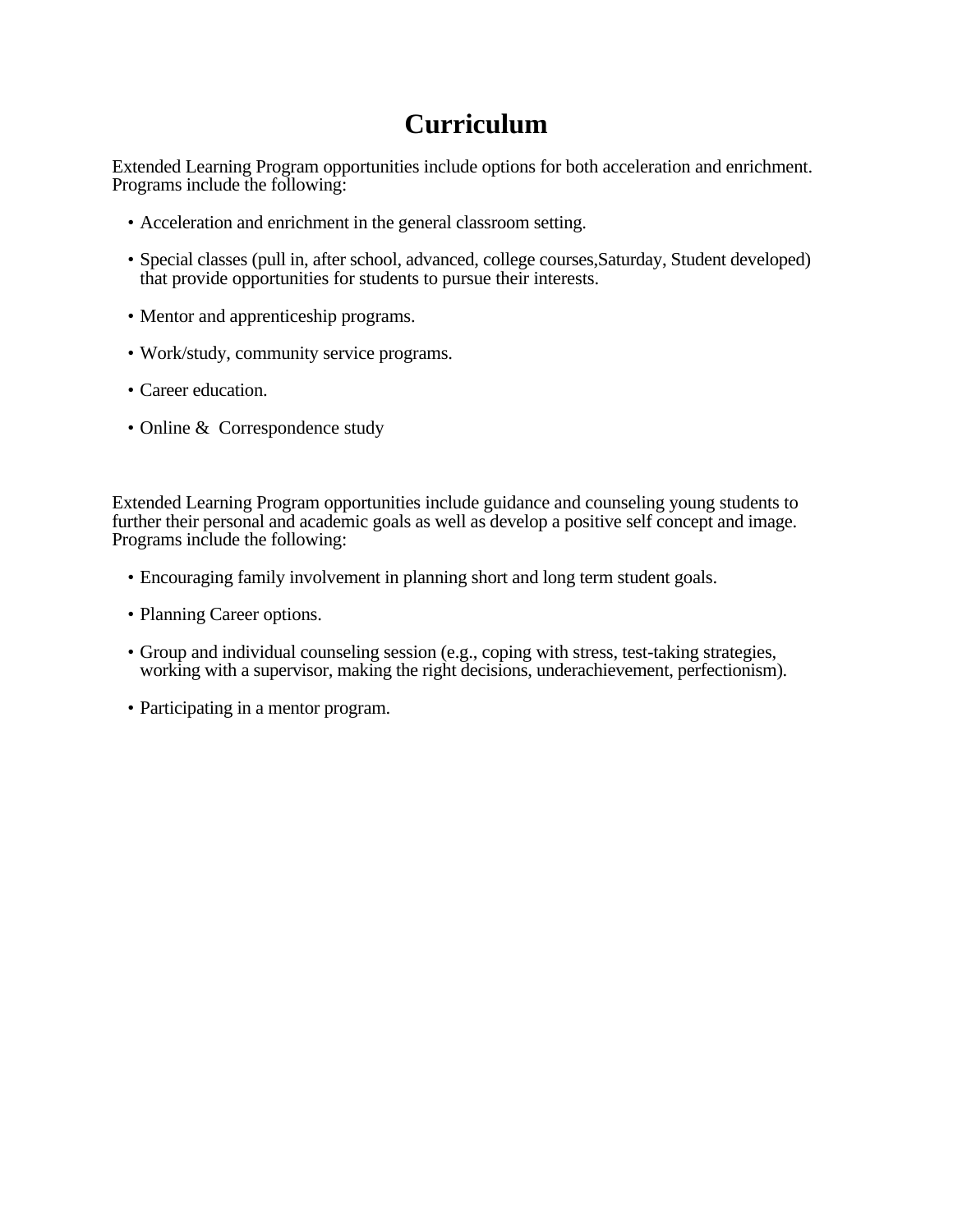# Curriculum

Extended Learning Program opportunities include options for both acceleration and enrichment. Programs include the following:

- Acceleration and enrichment in the general classroom setting.
- Special classes (pull in, after school, advanced, college courses,Saturday, Student developed) that provide opportunities for students to pursue their interests.
- Mentor and apprenticeship programs.
- Work/study, community service programs.
- Career education.
- Online & Correspondence study

Extended Learning Program opportunities include guidance and counseling young students to further their personal and academic goals as well as develop a positive self concept and image. Programs include the following:

- Encouraging family involvement in planning short and long term student goals.
- Planning Career options.
- Group and individual counseling session (e.g., coping with stress, test-taking strategies, working with a supervisor, making the right decisions, underachievement, perfectionism).
- Participating in a mentor program.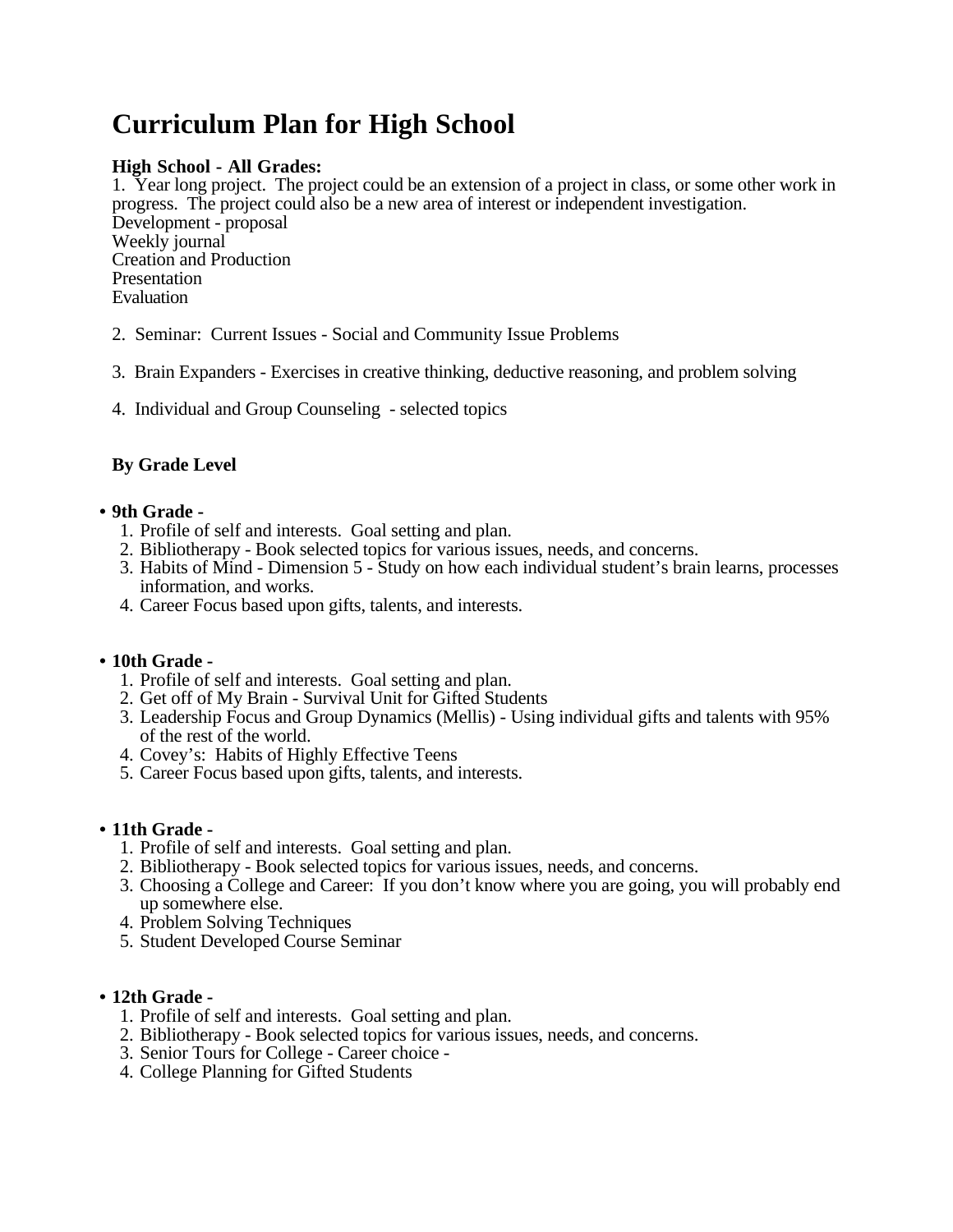# Curriculum Plan for High School

**High School - All Grades:**

1. Year long project. The project could be an extension of a project in class, or some other work in progress. The project could also be a new area of interest or independent investigation.
Development - proposal
Weekly journal
Creation and Production
Presentation
Evaluation

2. Seminar: Current Issues - Social and Community Issue Problems

3. Brain Expanders - Exercises in creative thinking, deductive reasoning, and problem solving

4. Individual and Group Counseling - selected topics

**By Grade Level**

- **9th Grade -**
  1. Profile of self and interests. Goal setting and plan.
  2. Bibliotherapy - Book selected topics for various issues, needs, and concerns.
  3. Habits of Mind - Dimension 5 - Study on how each individual student's brain learns, processes information, and works.
  4. Career Focus based upon gifts, talents, and interests.

- **10th Grade -**
  1. Profile of self and interests. Goal setting and plan.
  2. Get off of My Brain - Survival Unit for Gifted Students
  3. Leadership Focus and Group Dynamics (Mellis) - Using individual gifts and talents with 95% of the rest of the world.
  4. Covey's: Habits of Highly Effective Teens
  5. Career Focus based upon gifts, talents, and interests.

- **11th Grade -**
  1. Profile of self and interests. Goal setting and plan.
  2. Bibliotherapy - Book selected topics for various issues, needs, and concerns.
  3. Choosing a College and Career: If you don't know where you are going, you will probably end up somewhere else.
  4. Problem Solving Techniques
  5. Student Developed Course Seminar

- **12th Grade -**
  1. Profile of self and interests. Goal setting and plan.
  2. Bibliotherapy - Book selected topics for various issues, needs, and concerns.
  3. Senior Tours for College - Career choice -
  4. College Planning for Gifted Students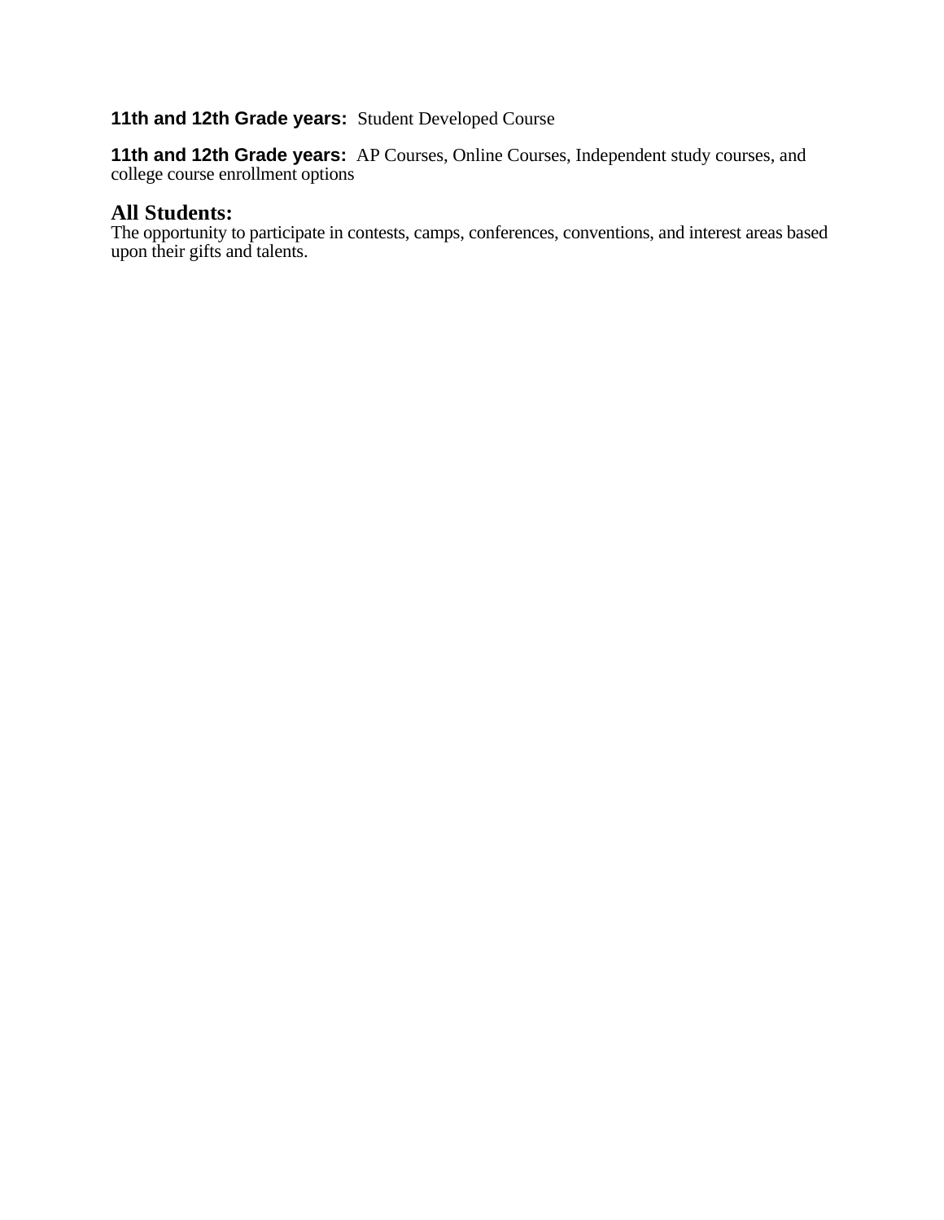**11th and 12th Grade years:** Student Developed Course

**11th and 12th Grade years:** AP Courses, Online Courses, Independent study courses, and college course enrollment options

**All Students:**
The opportunity to participate in contests, camps, conferences, conventions, and interest areas based upon their gifts and talents.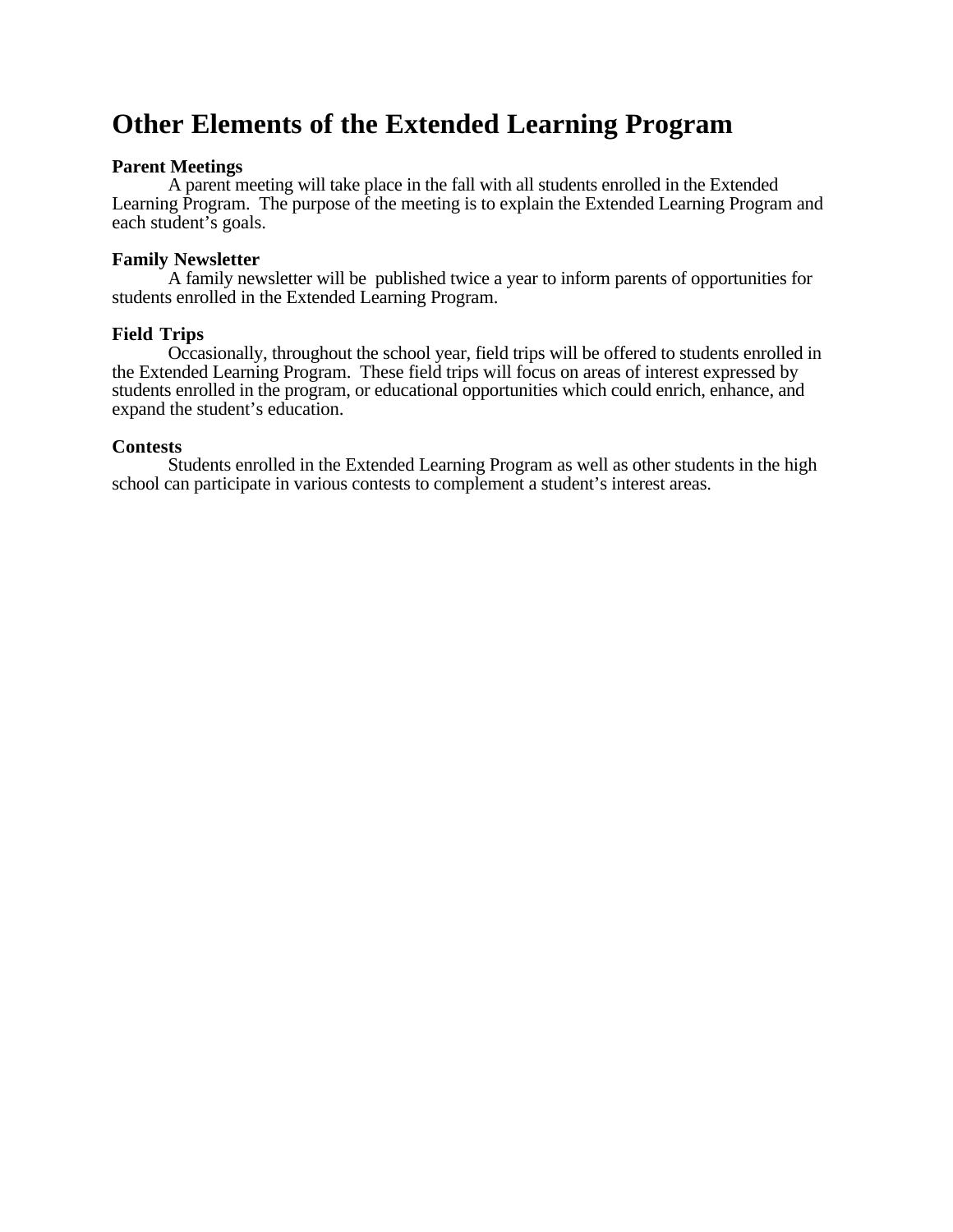# Other Elements of the Extended Learning Program

**Parent Meetings**

A parent meeting will take place in the fall with all students enrolled in the Extended Learning Program.  The purpose of the meeting is to explain the Extended Learning Program and each student's goals.

**Family Newsletter**

A family newsletter will be  published twice a year to inform parents of opportunities for students enrolled in the Extended Learning Program.

**Field Trips**

Occasionally, throughout the school year, field trips will be offered to students enrolled in the Extended Learning Program.  These field trips will focus on areas of interest expressed by students enrolled in the program, or educational opportunities which could enrich, enhance, and expand the student's education.

**Contests**

Students enrolled in the Extended Learning Program as well as other students in the high school can participate in various contests to complement a student's interest areas.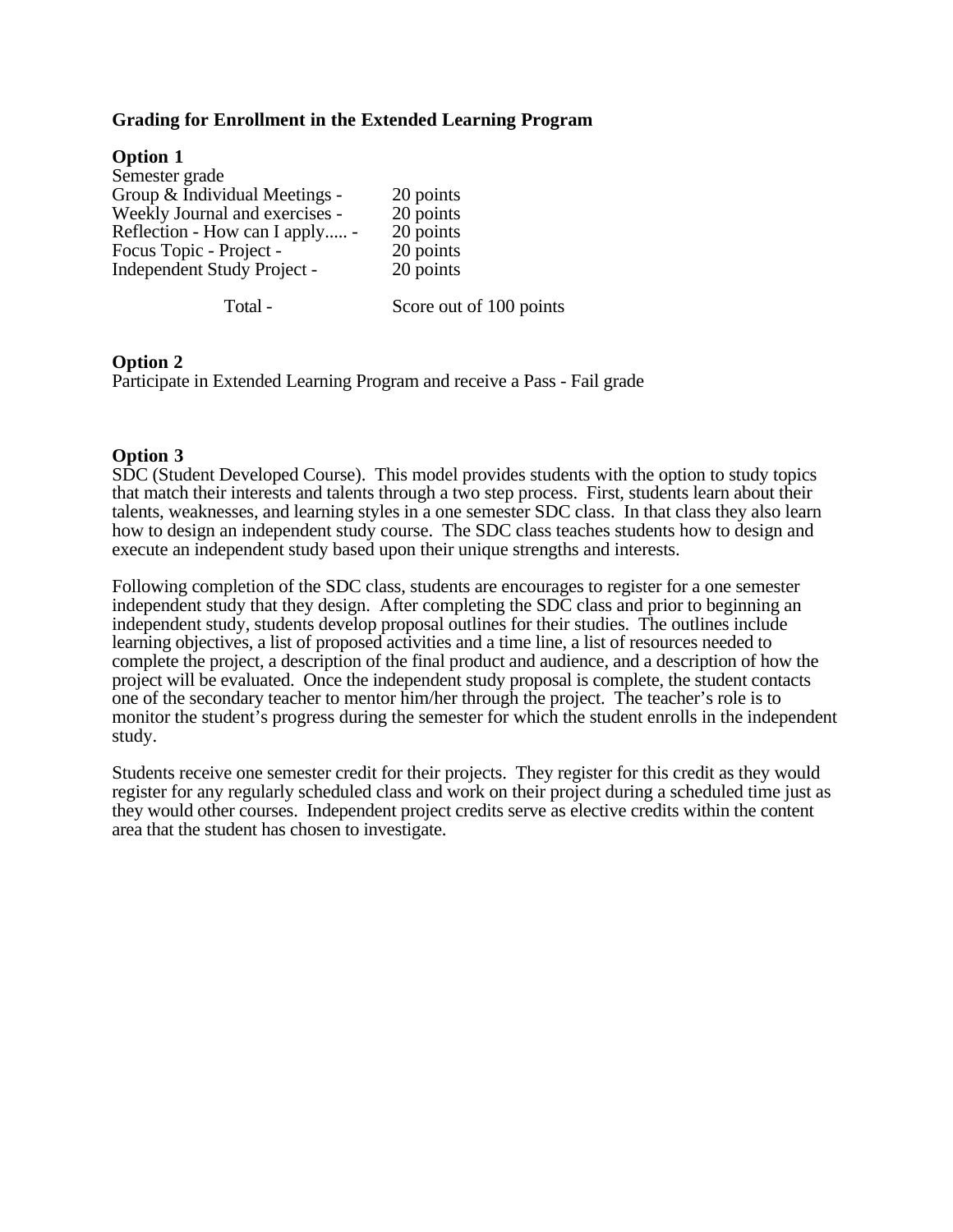**Grading for Enrollment in the Extended Learning Program**

**Option 1**

Semester grade

| | |
|---|---|
| Group & Individual Meetings - | 20 points |
| Weekly Journal and exercises - | 20 points |
| Reflection - How can I apply..... - | 20 points |
| Focus Topic - Project - | 20 points |
| Independent Study Project - | 20 points |
| Total - | Score out of 100 points |

**Option 2**

Participate in Extended Learning Program and receive a Pass - Fail grade

**Option 3**

SDC (Student Developed Course). This model provides students with the option to study topics that match their interests and talents through a two step process. First, students learn about their talents, weaknesses, and learning styles in a one semester SDC class. In that class they also learn how to design an independent study course. The SDC class teaches students how to design and execute an independent study based upon their unique strengths and interests.

Following completion of the SDC class, students are encourages to register for a one semester independent study that they design. After completing the SDC class and prior to beginning an independent study, students develop proposal outlines for their studies. The outlines include learning objectives, a list of proposed activities and a time line, a list of resources needed to complete the project, a description of the final product and audience, and a description of how the project will be evaluated. Once the independent study proposal is complete, the student contacts one of the secondary teacher to mentor him/her through the project. The teacher's role is to monitor the student's progress during the semester for which the student enrolls in the independent study.

Students receive one semester credit for their projects. They register for this credit as they would register for any regularly scheduled class and work on their project during a scheduled time just as they would other courses. Independent project credits serve as elective credits within the content area that the student has chosen to investigate.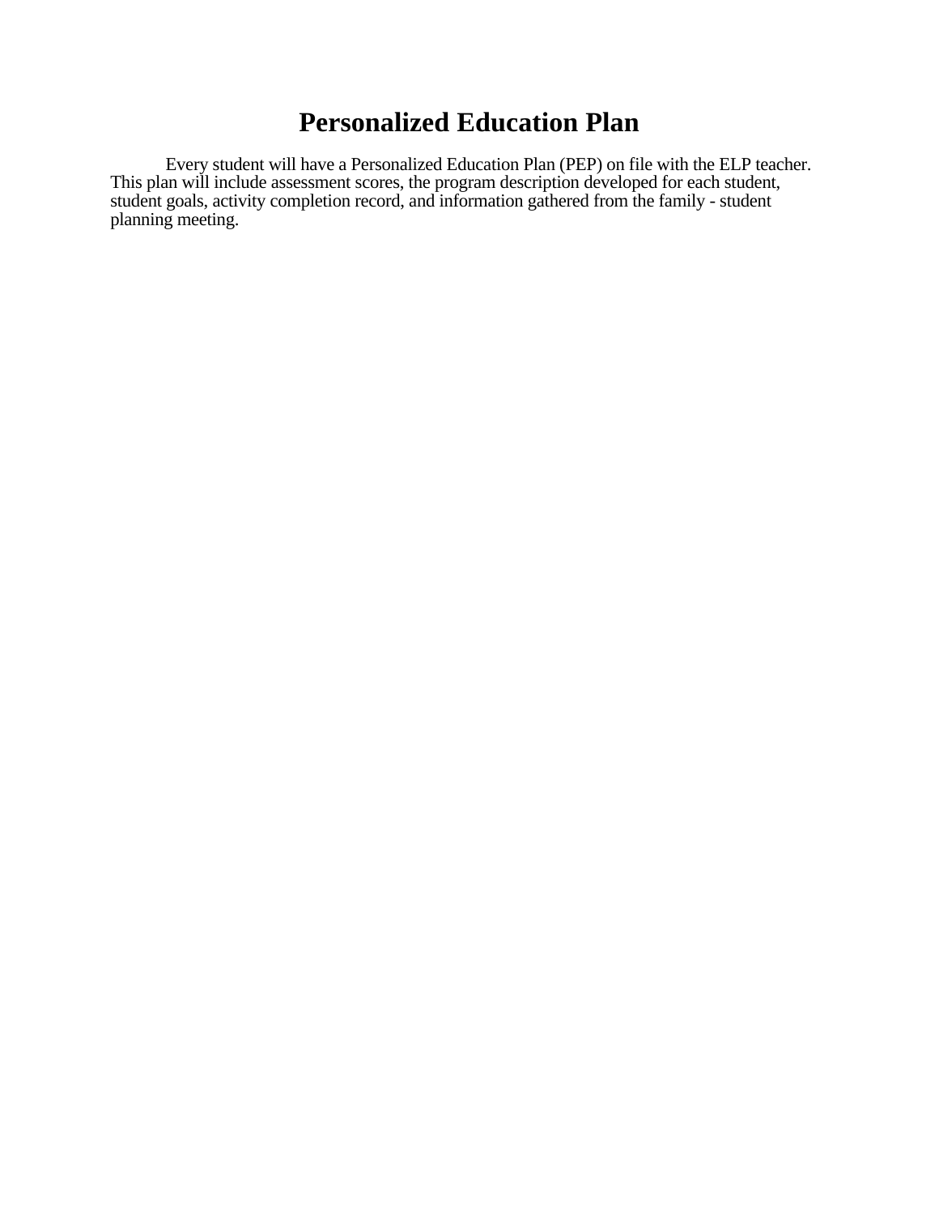# Personalized Education Plan

Every student will have a Personalized Education Plan (PEP) on file with the ELP teacher. This plan will include assessment scores, the program description developed for each student, student goals, activity completion record, and information gathered from the family - student planning meeting.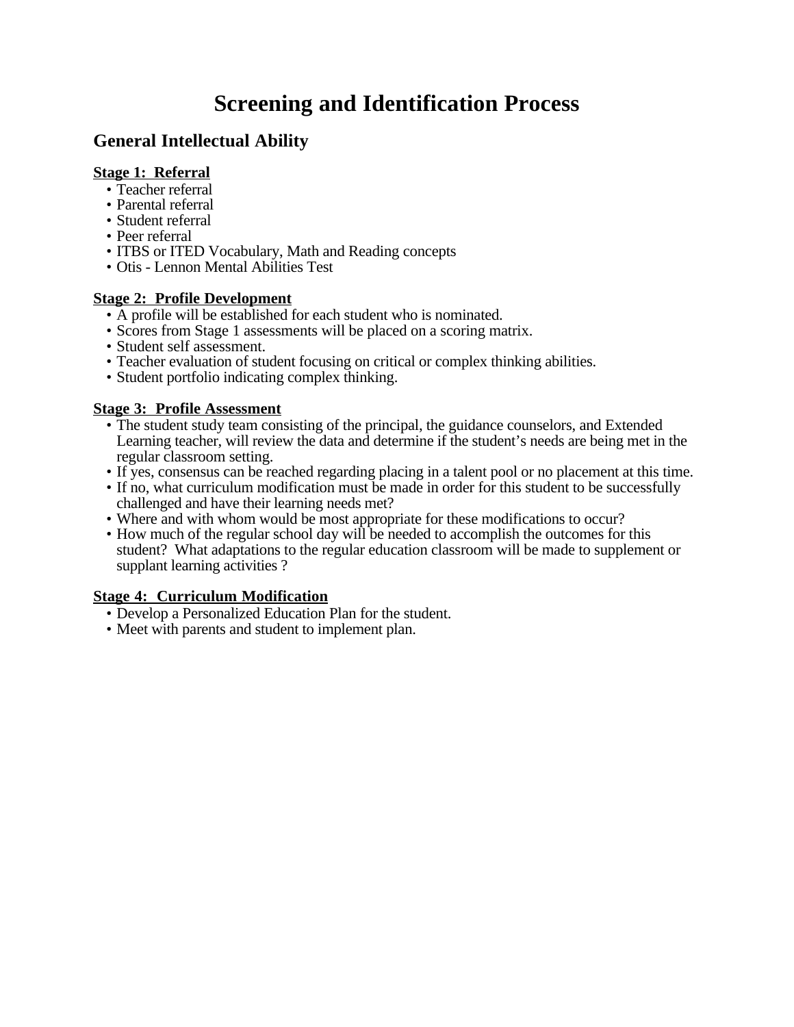# Screening and Identification Process

## General Intellectual Ability

**<u>Stage 1: Referral</u>**

- Teacher referral
- Parental referral
- Student referral
- Peer referral
- ITBS or ITED Vocabulary, Math and Reading concepts
- Otis - Lennon Mental Abilities Test

**<u>Stage 2: Profile Development</u>**

- A profile will be established for each student who is nominated.
- Scores from Stage 1 assessments will be placed on a scoring matrix.
- Student self assessment.
- Teacher evaluation of student focusing on critical or complex thinking abilities.
- Student portfolio indicating complex thinking.

**<u>Stage 3: Profile Assessment</u>**

- The student study team consisting of the principal, the guidance counselors, and Extended Learning teacher, will review the data and determine if the student's needs are being met in the regular classroom setting.
- If yes, consensus can be reached regarding placing in a talent pool or no placement at this time.
- If no, what curriculum modification must be made in order for this student to be successfully challenged and have their learning needs met?
- Where and with whom would be most appropriate for these modifications to occur?
- How much of the regular school day will be needed to accomplish the outcomes for this student? What adaptations to the regular education classroom will be made to supplement or supplant learning activities ?

**<u>Stage 4: Curriculum Modification</u>**

- Develop a Personalized Education Plan for the student.
- Meet with parents and student to implement plan.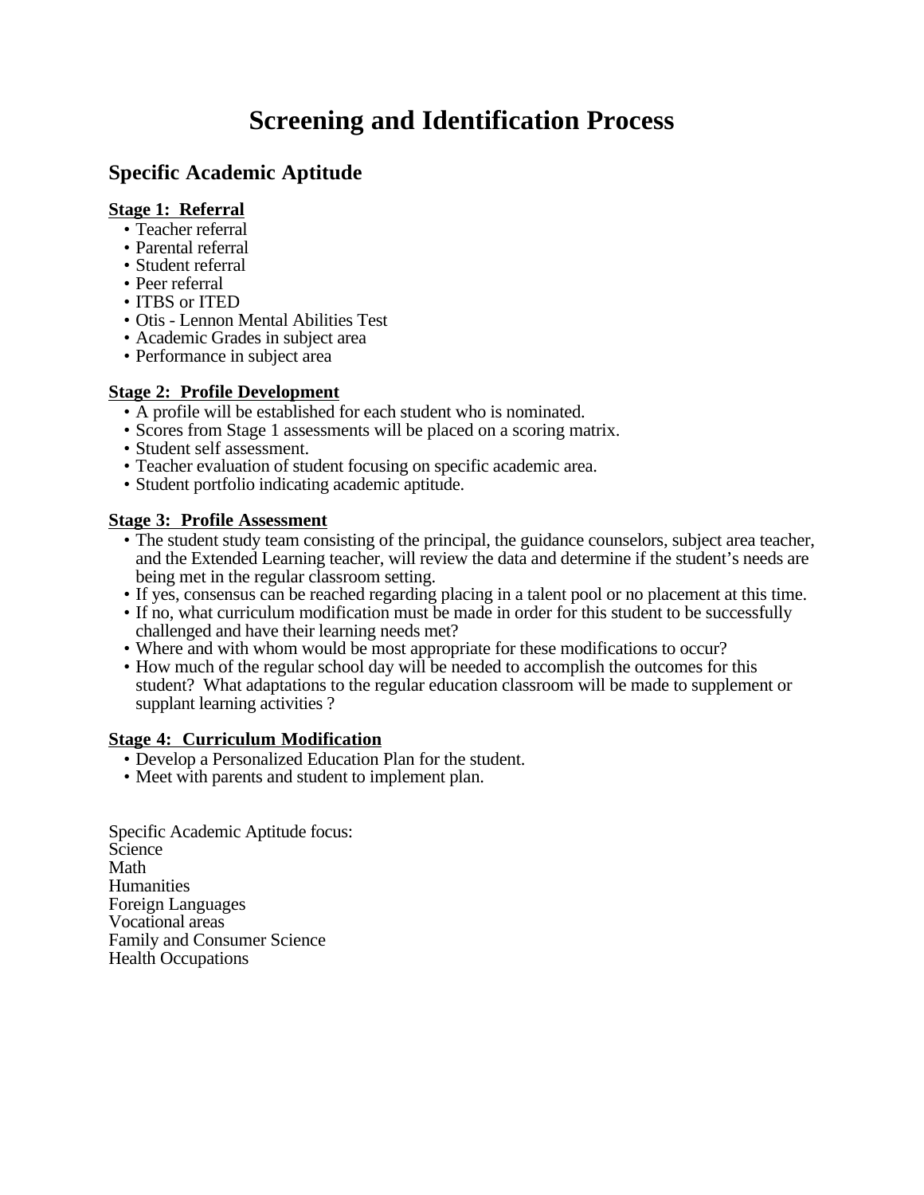# Screening and Identification Process

## Specific Academic Aptitude

**Stage 1: Referral**

- Teacher referral
- Parental referral
- Student referral
- Peer referral
- ITBS or ITED
- Otis - Lennon Mental Abilities Test
- Academic Grades in subject area
- Performance in subject area

**Stage 2: Profile Development**

- A profile will be established for each student who is nominated.
- Scores from Stage 1 assessments will be placed on a scoring matrix.
- Student self assessment.
- Teacher evaluation of student focusing on specific academic area.
- Student portfolio indicating academic aptitude.

**Stage 3: Profile Assessment**

- The student study team consisting of the principal, the guidance counselors, subject area teacher, and the Extended Learning teacher, will review the data and determine if the student's needs are being met in the regular classroom setting.
- If yes, consensus can be reached regarding placing in a talent pool or no placement at this time.
- If no, what curriculum modification must be made in order for this student to be successfully challenged and have their learning needs met?
- Where and with whom would be most appropriate for these modifications to occur?
- How much of the regular school day will be needed to accomplish the outcomes for this student? What adaptations to the regular education classroom will be made to supplement or supplant learning activities ?

**Stage 4: Curriculum Modification**

- Develop a Personalized Education Plan for the student.
- Meet with parents and student to implement plan.

Specific Academic Aptitude focus:
Science
Math
Humanities
Foreign Languages
Vocational areas
Family and Consumer Science
Health Occupations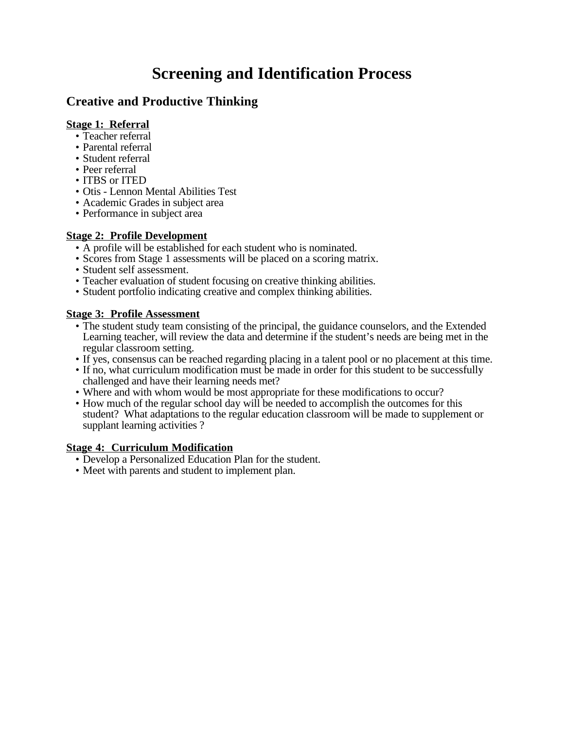# Screening and Identification Process

## Creative and Productive Thinking

**<u>Stage 1:  Referral</u>**

- Teacher referral
- Parental referral
- Student referral
- Peer referral
- ITBS or ITED
- Otis - Lennon Mental Abilities Test
- Academic Grades in subject area
- Performance in subject area

**<u>Stage 2:  Profile Development</u>**

- A profile will be established for each student who is nominated.
- Scores from Stage 1 assessments will be placed on a scoring matrix.
- Student self assessment.
- Teacher evaluation of student focusing on creative thinking abilities.
- Student portfolio indicating creative and complex thinking abilities.

**<u>Stage 3:  Profile Assessment</u>**

- The student study team consisting of the principal, the guidance counselors, and the Extended Learning teacher, will review the data and determine if the student's needs are being met in the regular classroom setting.
- If yes, consensus can be reached regarding placing in a talent pool or no placement at this time.
- If no, what curriculum modification must be made in order for this student to be successfully challenged and have their learning needs met?
- Where and with whom would be most appropriate for these modifications to occur?
- How much of the regular school day will be needed to accomplish the outcomes for this student?  What adaptations to the regular education classroom will be made to supplement or supplant learning activities ?

**<u>Stage 4:  Curriculum Modification</u>**

- Develop a Personalized Education Plan for the student.
- Meet with parents and student to implement plan.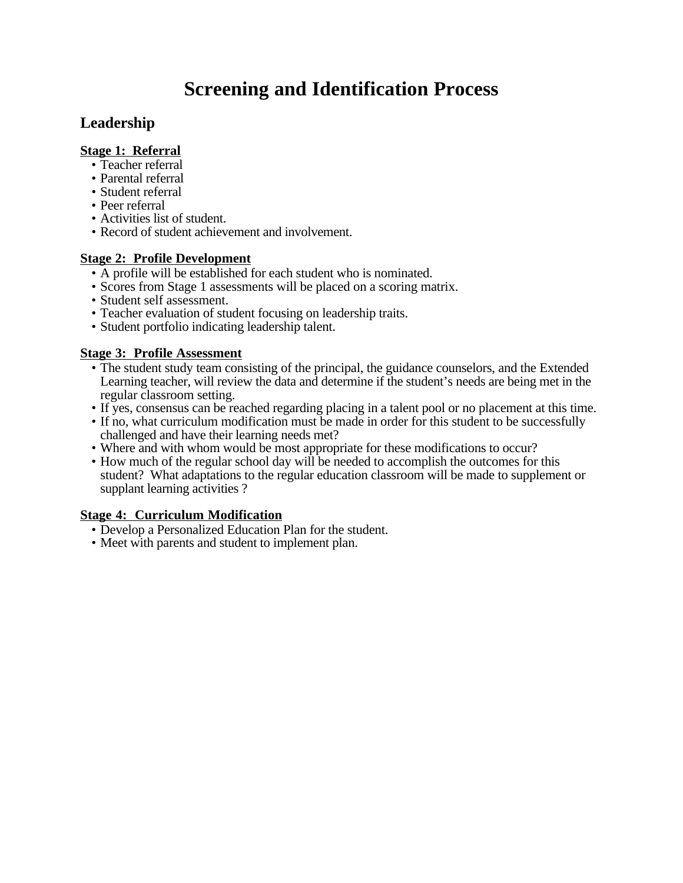# Screening and Identification Process

## Leadership

**<u>Stage 1: Referral</u>**

- Teacher referral
- Parental referral
- Student referral
- Peer referral
- Activities list of student.
- Record of student achievement and involvement.

**<u>Stage 2: Profile Development</u>**

- A profile will be established for each student who is nominated.
- Scores from Stage 1 assessments will be placed on a scoring matrix.
- Student self assessment.
- Teacher evaluation of student focusing on leadership traits.
- Student portfolio indicating leadership talent.

**<u>Stage 3: Profile Assessment</u>**

- The student study team consisting of the principal, the guidance counselors, and the Extended Learning teacher, will review the data and determine if the student's needs are being met in the regular classroom setting.
- If yes, consensus can be reached regarding placing in a talent pool or no placement at this time.
- If no, what curriculum modification must be made in order for this student to be successfully challenged and have their learning needs met?
- Where and with whom would be most appropriate for these modifications to occur?
- How much of the regular school day will be needed to accomplish the outcomes for this student? What adaptations to the regular education classroom will be made to supplement or supplant learning activities ?

**<u>Stage 4: Curriculum Modification</u>**

- Develop a Personalized Education Plan for the student.
- Meet with parents and student to implement plan.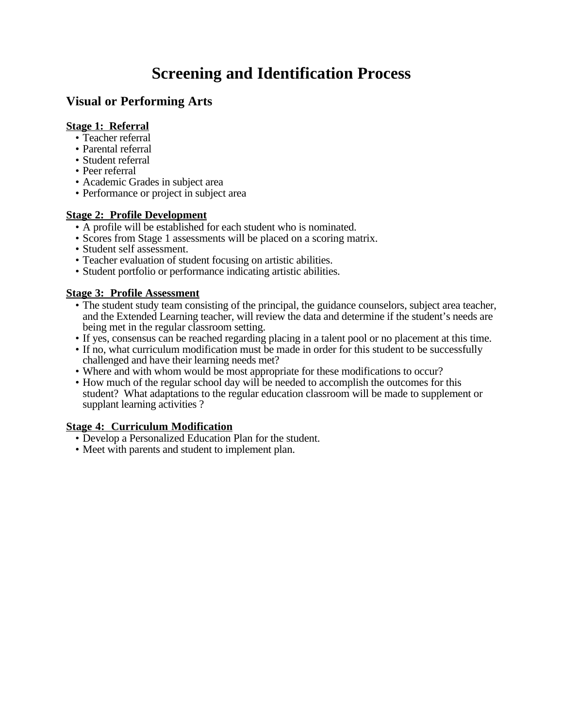# Screening and Identification Process

## Visual or Performing Arts

**Stage 1: Referral**

- Teacher referral
- Parental referral
- Student referral
- Peer referral
- Academic Grades in subject area
- Performance or project in subject area

**Stage 2: Profile Development**

- A profile will be established for each student who is nominated.
- Scores from Stage 1 assessments will be placed on a scoring matrix.
- Student self assessment.
- Teacher evaluation of student focusing on artistic abilities.
- Student portfolio or performance indicating artistic abilities.

**Stage 3: Profile Assessment**

- The student study team consisting of the principal, the guidance counselors, subject area teacher, and the Extended Learning teacher, will review the data and determine if the student's needs are being met in the regular classroom setting.
- If yes, consensus can be reached regarding placing in a talent pool or no placement at this time.
- If no, what curriculum modification must be made in order for this student to be successfully challenged and have their learning needs met?
- Where and with whom would be most appropriate for these modifications to occur?
- How much of the regular school day will be needed to accomplish the outcomes for this student? What adaptations to the regular education classroom will be made to supplement or supplant learning activities ?

**Stage 4: Curriculum Modification**

- Develop a Personalized Education Plan for the student.
- Meet with parents and student to implement plan.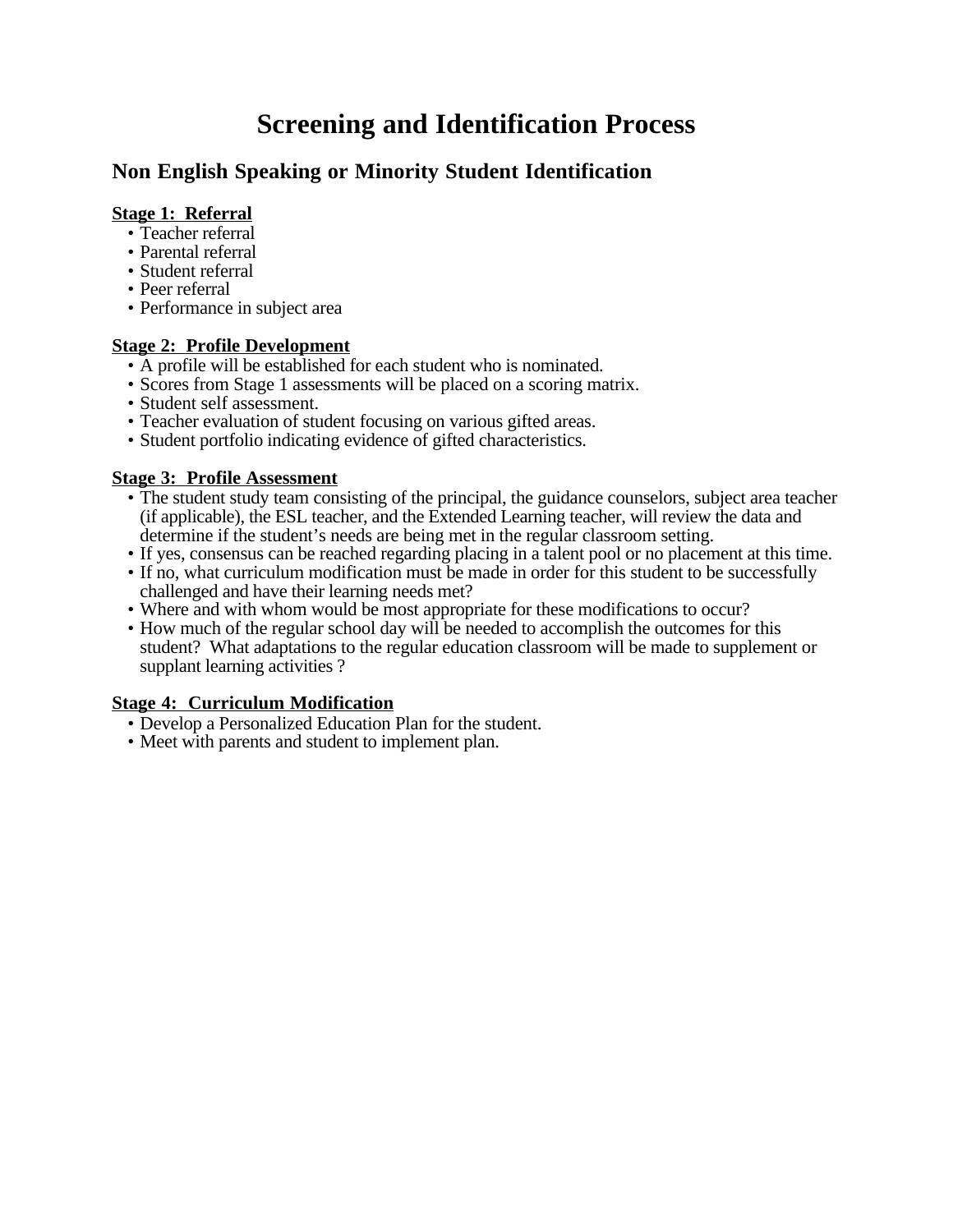# Screening and Identification Process

## Non English Speaking or Minority Student Identification

**Stage 1: Referral**

- Teacher referral
- Parental referral
- Student referral
- Peer referral
- Performance in subject area

**Stage 2: Profile Development**

- A profile will be established for each student who is nominated.
- Scores from Stage 1 assessments will be placed on a scoring matrix.
- Student self assessment.
- Teacher evaluation of student focusing on various gifted areas.
- Student portfolio indicating evidence of gifted characteristics.

**Stage 3: Profile Assessment**

- The student study team consisting of the principal, the guidance counselors, subject area teacher (if applicable), the ESL teacher, and the Extended Learning teacher, will review the data and determine if the student's needs are being met in the regular classroom setting.
- If yes, consensus can be reached regarding placing in a talent pool or no placement at this time.
- If no, what curriculum modification must be made in order for this student to be successfully challenged and have their learning needs met?
- Where and with whom would be most appropriate for these modifications to occur?
- How much of the regular school day will be needed to accomplish the outcomes for this student? What adaptations to the regular education classroom will be made to supplement or supplant learning activities ?

**Stage 4: Curriculum Modification**

- Develop a Personalized Education Plan for the student.
- Meet with parents and student to implement plan.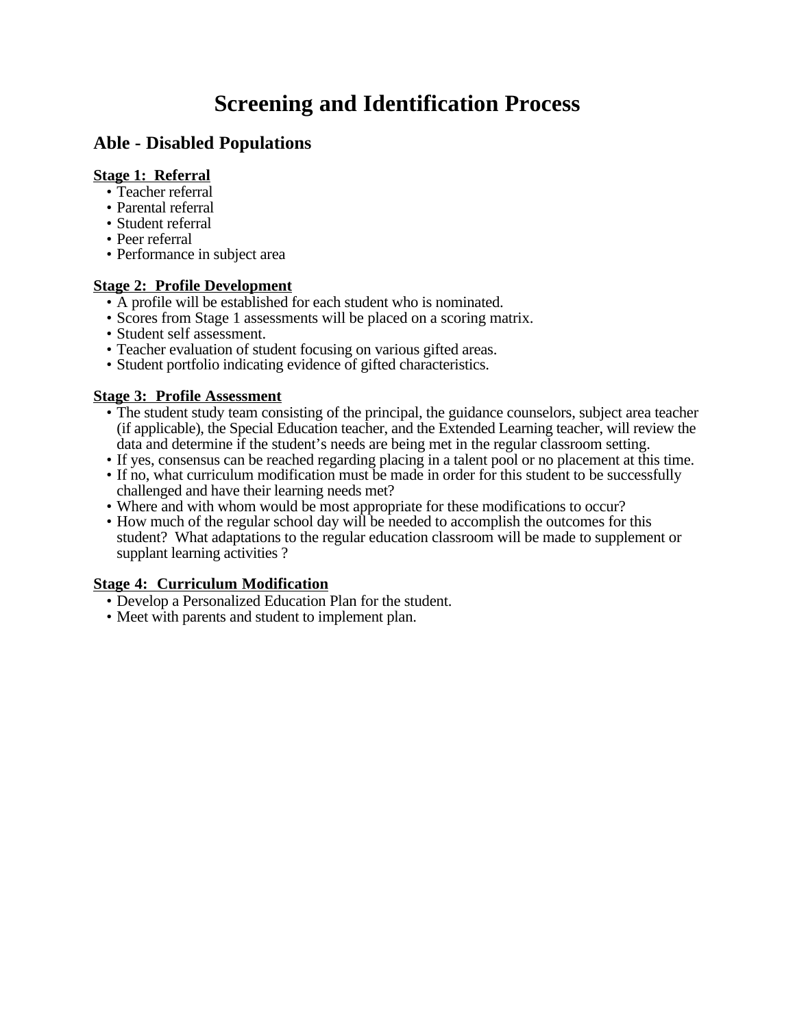# Screening and Identification Process

## Able - Disabled Populations

**Stage 1: Referral**

- Teacher referral
- Parental referral
- Student referral
- Peer referral
- Performance in subject area

**Stage 2: Profile Development**

- A profile will be established for each student who is nominated.
- Scores from Stage 1 assessments will be placed on a scoring matrix.
- Student self assessment.
- Teacher evaluation of student focusing on various gifted areas.
- Student portfolio indicating evidence of gifted characteristics.

**Stage 3: Profile Assessment**

- The student study team consisting of the principal, the guidance counselors, subject area teacher (if applicable), the Special Education teacher, and the Extended Learning teacher, will review the data and determine if the student's needs are being met in the regular classroom setting.
- If yes, consensus can be reached regarding placing in a talent pool or no placement at this time.
- If no, what curriculum modification must be made in order for this student to be successfully challenged and have their learning needs met?
- Where and with whom would be most appropriate for these modifications to occur?
- How much of the regular school day will be needed to accomplish the outcomes for this student? What adaptations to the regular education classroom will be made to supplement or supplant learning activities ?

**Stage 4: Curriculum Modification**

- Develop a Personalized Education Plan for the student.
- Meet with parents and student to implement plan.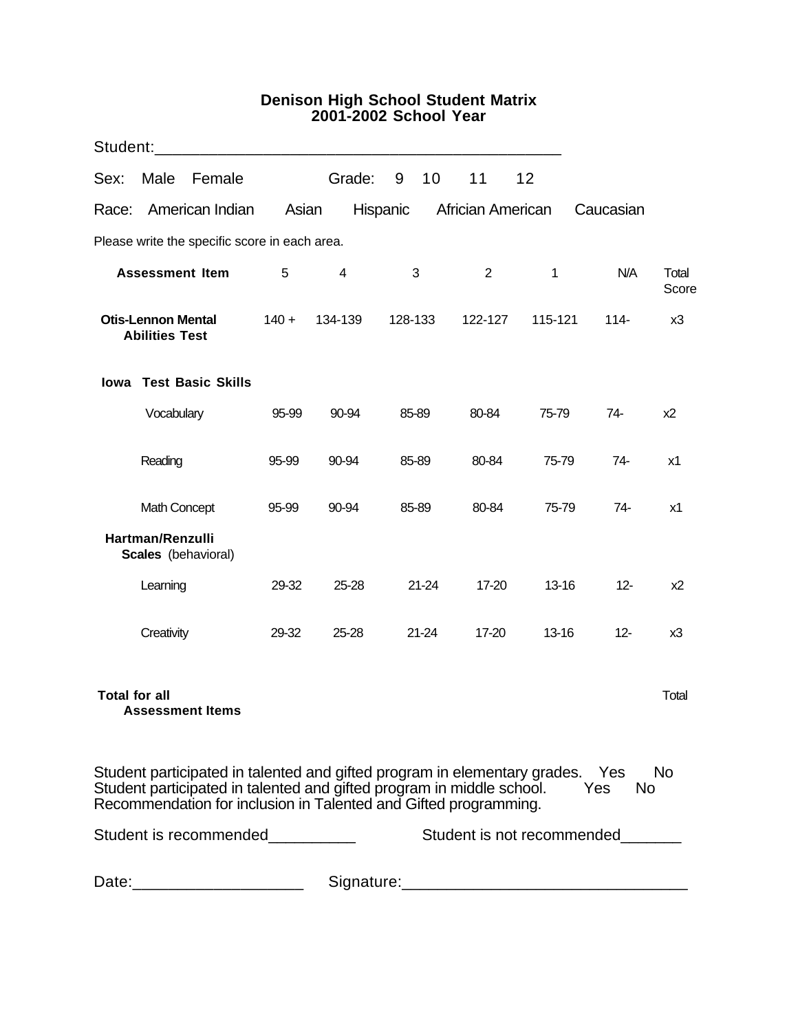**Denison High School Student Matrix**
**2001-2002 School Year**

Student:_______________________________________________

Sex: Male Female Grade: 9 10 11 12

Race: American Indian Asian Hispanic Africian American Caucasian

Please write the specific score in each area.

| Assessment Item | 5 | 4 | 3 | 2 | 1 | N/A | Total Score |
|---|---|---|---|---|---|---|---|
| **Otis-Lennon Mental Abilities Test** | 140 + | 134-139 | 128-133 | 122-127 | 115-121 | 114- | x3 |
| **Iowa Test Basic Skills** | | | | | | | |
| Vocabulary | 95-99 | 90-94 | 85-89 | 80-84 | 75-79 | 74- | x2 |
| Reading | 95-99 | 90-94 | 85-89 | 80-84 | 75-79 | 74- | x1 |
| Math Concept | 95-99 | 90-94 | 85-89 | 80-84 | 75-79 | 74- | x1 |
| **Hartman/Renzulli Scales** (behavioral) | | | | | | | |
| Learning | 29-32 | 25-28 | 21-24 | 17-20 | 13-16 | 12- | x2 |
| Creativity | 29-32 | 25-28 | 21-24 | 17-20 | 13-16 | 12- | x3 |
| **Total for all Assessment Items** | | | | | | | Total |

Student participated in talented and gifted program in elementary grades. Yes No
Student participated in talented and gifted program in middle school. Yes No
Recommendation for inclusion in Talented and Gifted programming.

Student is recommended__________ Student is not recommended_______

Date:___________________ Signature:________________________________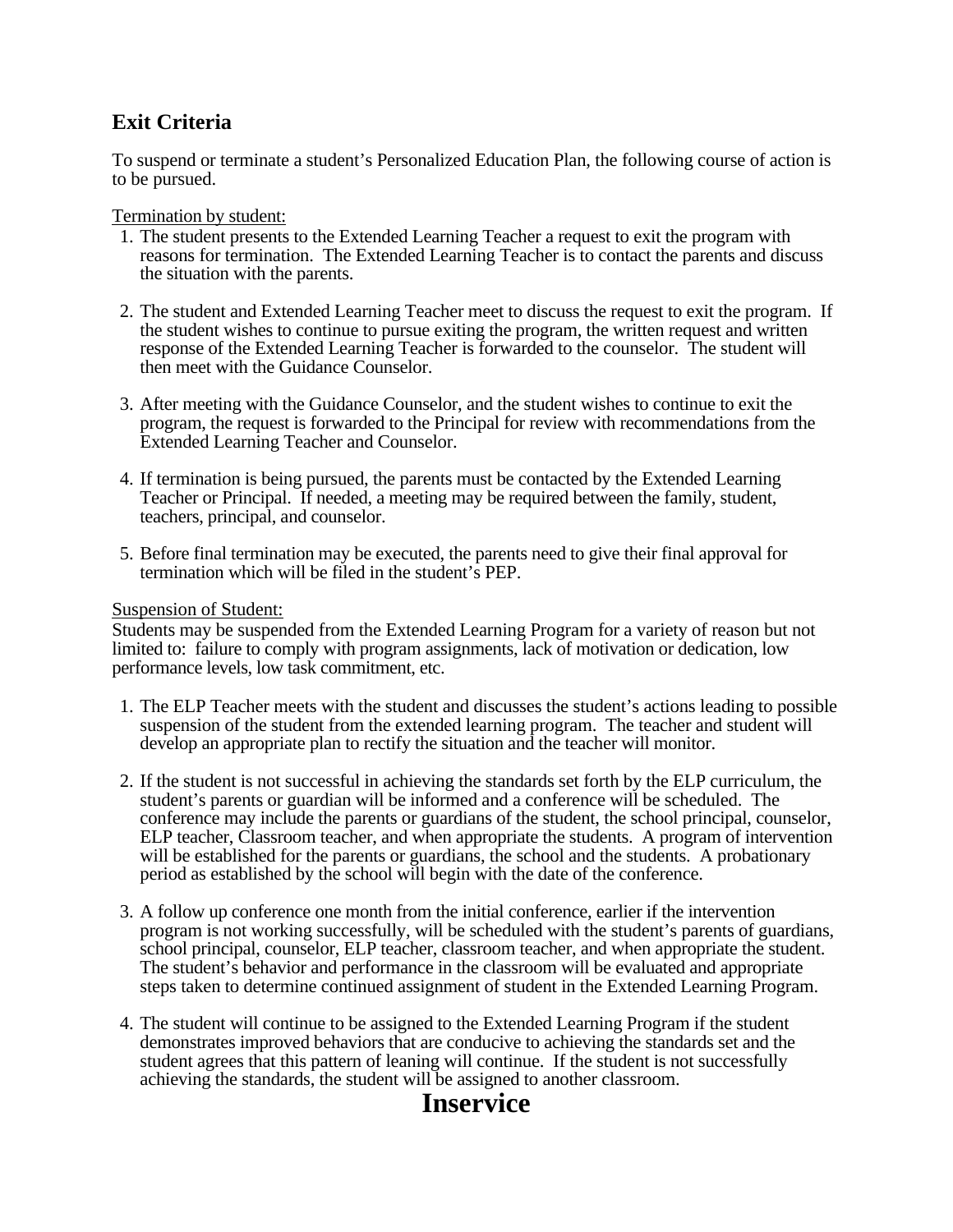## Exit Criteria

To suspend or terminate a student's Personalized Education Plan, the following course of action is to be pursued.

<u>Termination by student:</u>

1. The student presents to the Extended Learning Teacher a request to exit the program with reasons for termination. The Extended Learning Teacher is to contact the parents and discuss the situation with the parents.

2. The student and Extended Learning Teacher meet to discuss the request to exit the program. If the student wishes to continue to pursue exiting the program, the written request and written response of the Extended Learning Teacher is forwarded to the counselor. The student will then meet with the Guidance Counselor.

3. After meeting with the Guidance Counselor, and the student wishes to continue to exit the program, the request is forwarded to the Principal for review with recommendations from the Extended Learning Teacher and Counselor.

4. If termination is being pursued, the parents must be contacted by the Extended Learning Teacher or Principal. If needed, a meeting may be required between the family, student, teachers, principal, and counselor.

5. Before final termination may be executed, the parents need to give their final approval for termination which will be filed in the student's PEP.

<u>Suspension of Student:</u>

Students may be suspended from the Extended Learning Program for a variety of reason but not limited to: failure to comply with program assignments, lack of motivation or dedication, low performance levels, low task commitment, etc.

1. The ELP Teacher meets with the student and discusses the student's actions leading to possible suspension of the student from the extended learning program. The teacher and student will develop an appropriate plan to rectify the situation and the teacher will monitor.

2. If the student is not successful in achieving the standards set forth by the ELP curriculum, the student's parents or guardian will be informed and a conference will be scheduled. The conference may include the parents or guardians of the student, the school principal, counselor, ELP teacher, Classroom teacher, and when appropriate the students. A program of intervention will be established for the parents or guardians, the school and the students. A probationary period as established by the school will begin with the date of the conference.

3. A follow up conference one month from the initial conference, earlier if the intervention program is not working successfully, will be scheduled with the student's parents of guardians, school principal, counselor, ELP teacher, classroom teacher, and when appropriate the student. The student's behavior and performance in the classroom will be evaluated and appropriate steps taken to determine continued assignment of student in the Extended Learning Program.

4. The student will continue to be assigned to the Extended Learning Program if the student demonstrates improved behaviors that are conducive to achieving the standards set and the student agrees that this pattern of leaning will continue. If the student is not successfully achieving the standards, the student will be assigned to another classroom.

# Inservice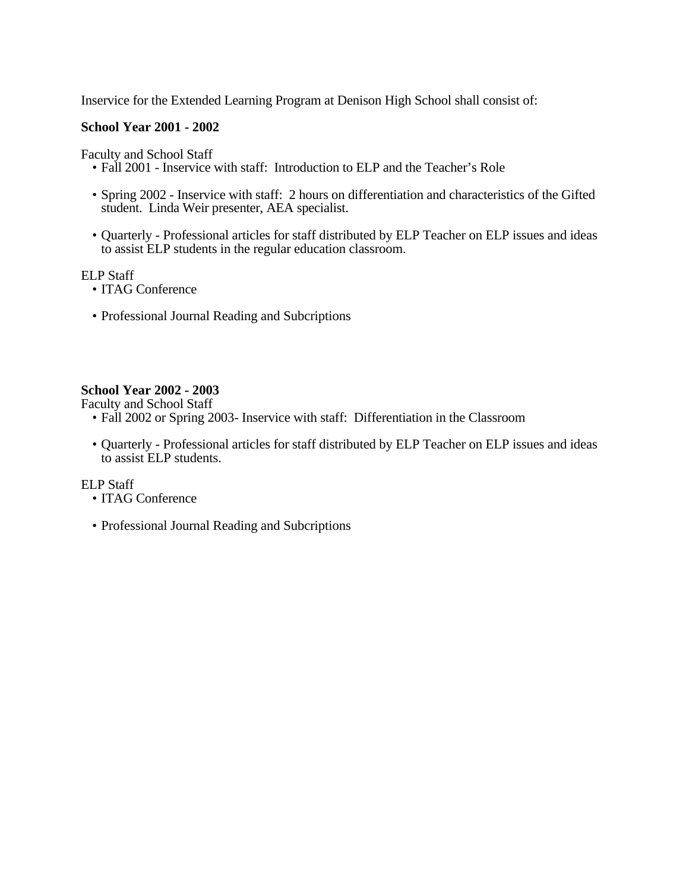Inservice for the Extended Learning Program at Denison High School shall consist of:

**School Year 2001 - 2002**

Faculty and School Staff

- Fall 2001 - Inservice with staff:  Introduction to ELP and the Teacher's Role
- Spring 2002 - Inservice with staff:  2 hours on differentiation and characteristics of the Gifted student.  Linda Weir presenter, AEA specialist.
- Quarterly - Professional articles for staff distributed by ELP Teacher on ELP issues and ideas to assist ELP students in the regular education classroom.

ELP Staff

- ITAG Conference
- Professional Journal Reading and Subcriptions

**School Year 2002 - 2003**

Faculty and School Staff

- Fall 2002 or Spring 2003- Inservice with staff:  Differentiation in the Classroom
- Quarterly - Professional articles for staff distributed by ELP Teacher on ELP issues and ideas to assist ELP students.

ELP Staff

- ITAG Conference
- Professional Journal Reading and Subcriptions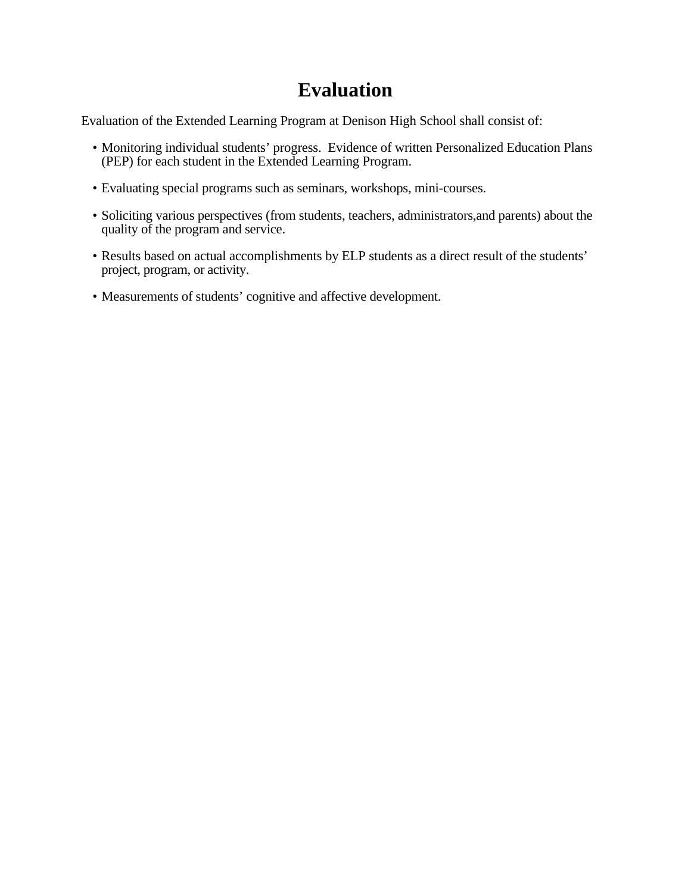# Evaluation

Evaluation of the Extended Learning Program at Denison High School shall consist of:

- Monitoring individual students' progress. Evidence of written Personalized Education Plans (PEP) for each student in the Extended Learning Program.
- Evaluating special programs such as seminars, workshops, mini-courses.
- Soliciting various perspectives (from students, teachers, administrators,and parents) about the quality of the program and service.
- Results based on actual accomplishments by ELP students as a direct result of the students' project, program, or activity.
- Measurements of students' cognitive and affective development.